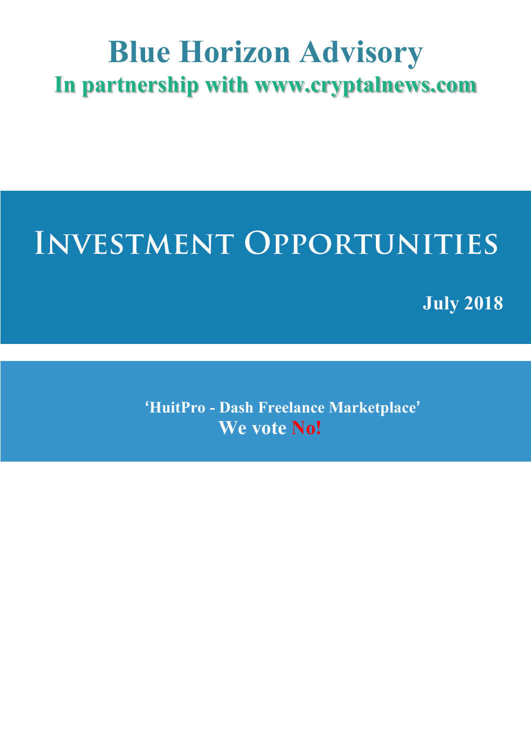# Blue Horizon Advisory

## In partnership with www.cryptalnews.com

# Investment Opportunities

**July 2018**

**'HuitPro - Dash Freelance Marketplace'**

**We vote No!**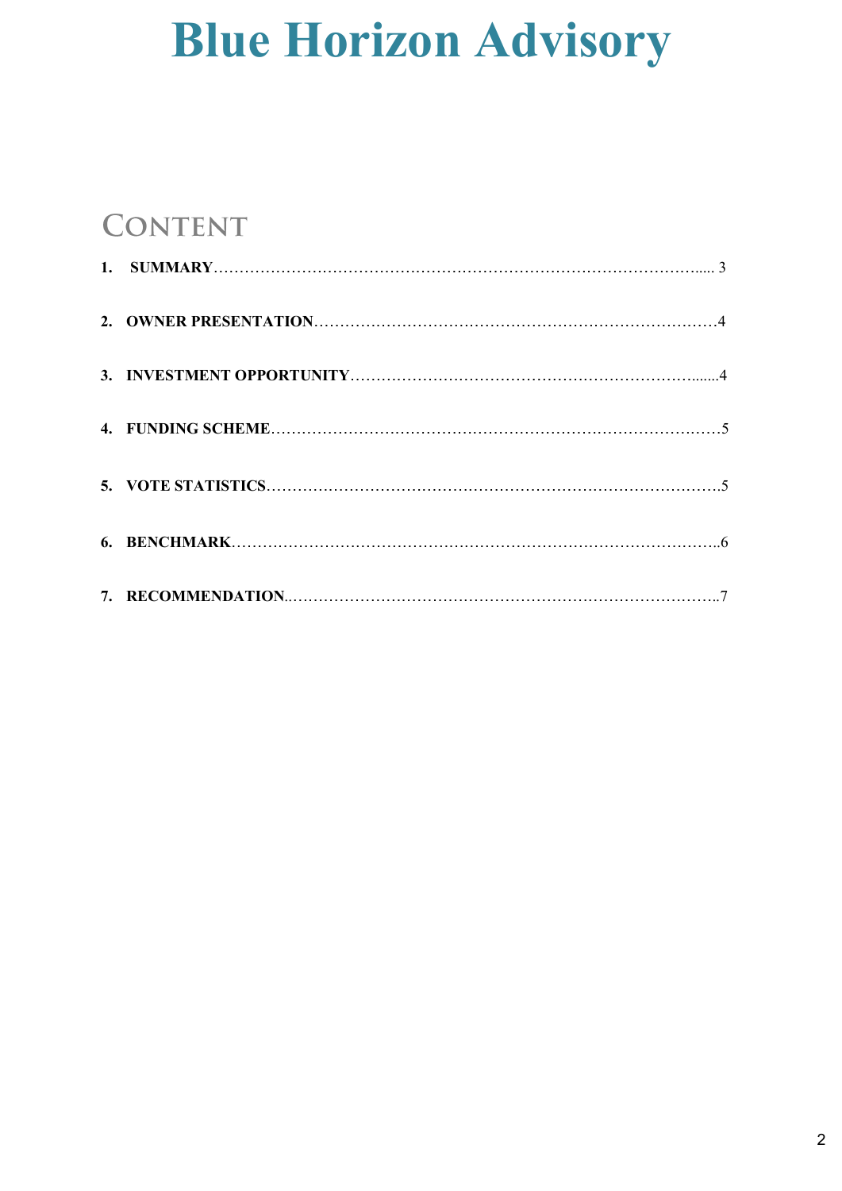# Blue Horizon Advisory

## CONTENT

1. **SUMMARY** ..... 3
2. **OWNER PRESENTATION** ..... 4
3. **INVESTMENT OPPORTUNITY** ..... 4
4. **FUNDING SCHEME** ..... 5
5. **VOTE STATISTICS** ..... 5
6. **BENCHMARK** ..... 6
7. **RECOMMENDATION** ..... 7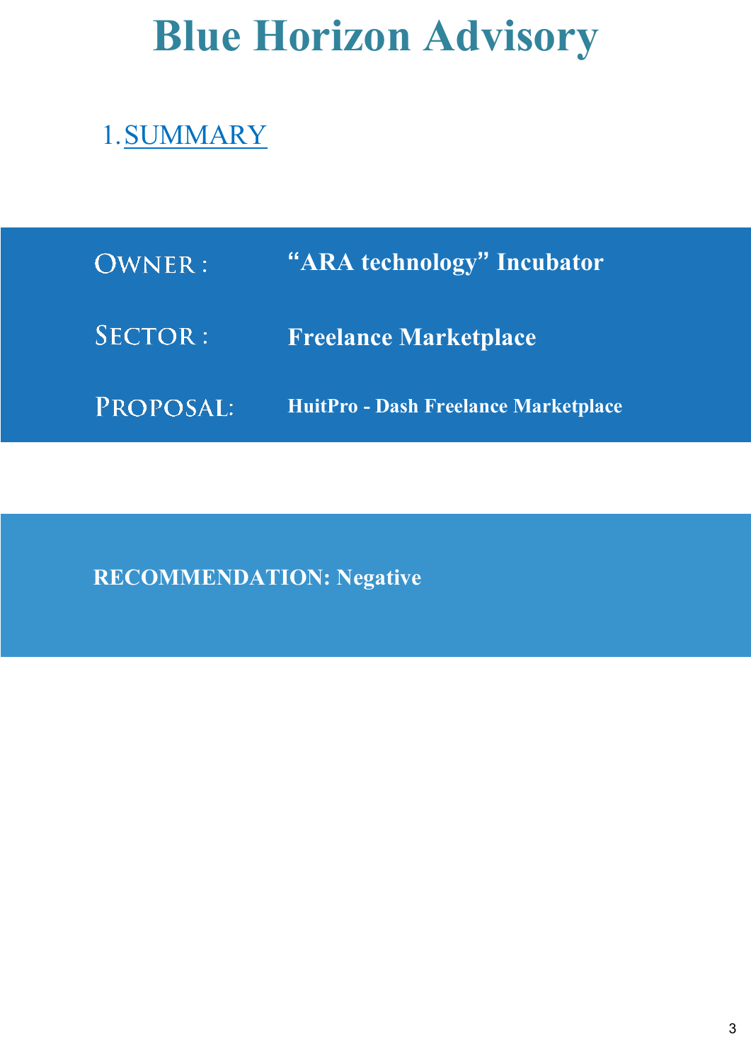# Blue Horizon Advisory

## 1. SUMMARY

**OWNER:** **“ARA technology” Incubator**

**SECTOR:** **Freelance Marketplace**

**PROPOSAL:** **HuitPro - Dash Freelance Marketplace**

**RECOMMENDATION: Negative**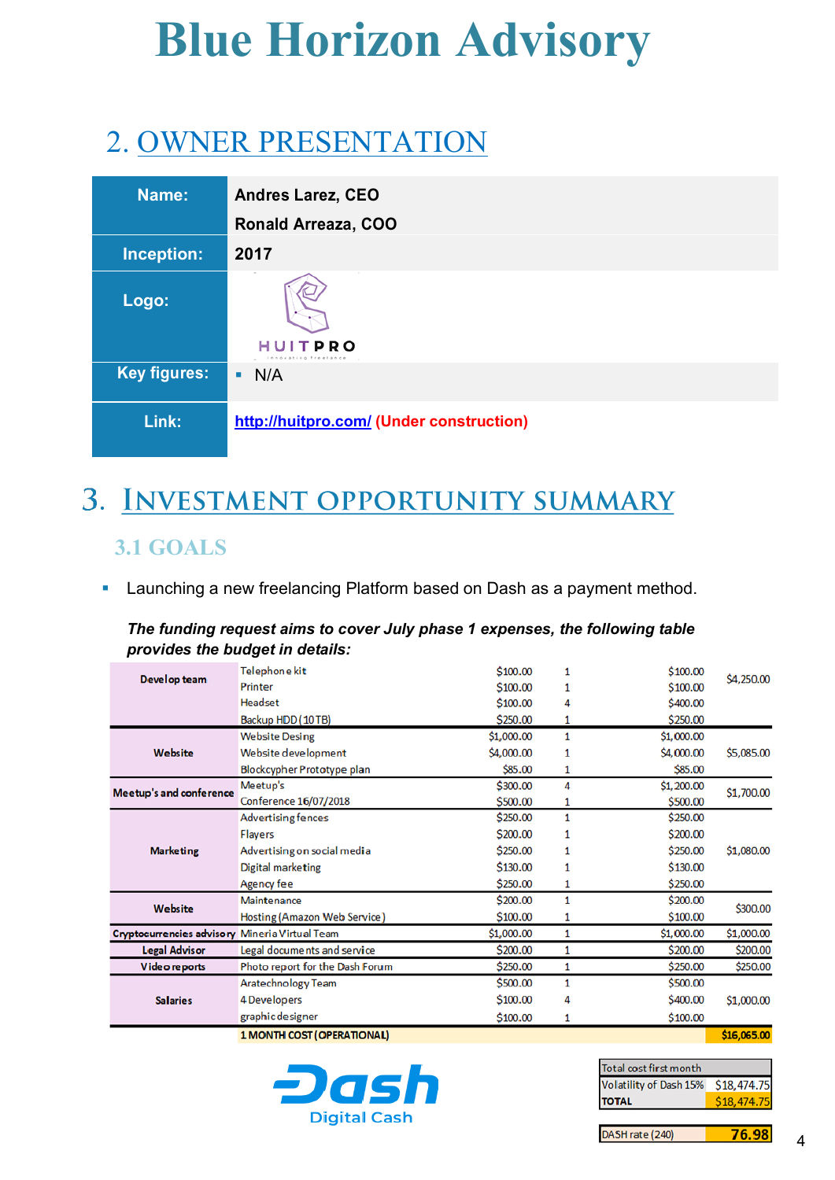# Blue Horizon Advisory

## 2. OWNER PRESENTATION

| | |
|---|---|
| **Name:** | **Andres Larez, CEO**<br>**Ronald Arreaza, COO** |
| **Inception:** | **2017** |
| **Logo:** | HUITPRO<br>Innovating Freelance |
| **Key figures:** | ▪ N/A |
| **Link:** | http://huitpro.com/ **(Under construction)** |

## 3. INVESTMENT OPPORTUNITY SUMMARY

### 3.1 GOALS

- Launching a new freelancing Platform based on Dash as a payment method.

***The funding request aims to cover July phase 1 expenses, the following table provides the budget in details:***

| Category | Item | Unit cost | Qty | Cost | Total |
|---|---|---|---|---|---|
| **Develop team** | Telephone kit | $100.00 | 1 | $100.00 | $4,250.00 |
| | Printer | $100.00 | 1 | $100.00 | |
| | Headset | $100.00 | 4 | $400.00 | |
| | Backup HDD (10 TB) | $250.00 | 1 | $250.00 | |
| **Website** | Website Desing | $1,000.00 | 1 | $1,000.00 | $5,085.00 |
| | Website development | $4,000.00 | 1 | $4,000.00 | |
| | Blockcypher Prototype plan | $85.00 | 1 | $85.00 | |
| **Meetup's and conference** | Meetup's | $300.00 | 4 | $1,200.00 | $1,700.00 |
| | Conference 16/07/2018 | $500.00 | 1 | $500.00 | |
| **Marketing** | Advertising fences | $250.00 | 1 | $250.00 | $1,080.00 |
| | Flayers | $200.00 | 1 | $200.00 | |
| | Advertising on social media | $250.00 | 1 | $250.00 | |
| | Digital marketing | $130.00 | 1 | $130.00 | |
| | Agency fee | $250.00 | 1 | $250.00 | |
| **Website** | Maintenance | $200.00 | 1 | $200.00 | $300.00 |
| | Hosting (Amazon Web Service) | $100.00 | 1 | $100.00 | |
| **Cryptocurrencies advisory** | Mineria Virtual Team | $1,000.00 | 1 | $1,000.00 | $1,000.00 |
| **Legal Advisor** | Legal documents and service | $200.00 | 1 | $200.00 | $200.00 |
| **Video reports** | Photo report for the Dash Forum | $250.00 | 1 | $250.00 | $250.00 |
| **Salaries** | Aratechnology Team | $500.00 | 1 | $500.00 | $1,000.00 |
| | 4 Developers | $100.00 | 4 | $400.00 | |
| | graphic designer | $100.00 | 1 | $100.00 | |
| | **1 MONTH COST (OPERATIONAL)** | | | | **$16,065.00** |

Dash
Digital Cash

| | |
|---|---|
| Total cost first month | |
| Volatility of Dash 15% | $18,474.75 |
| **TOTAL** | $18,474.75 |

| | |
|---|---|
| DASH rate (240) | **76.98** |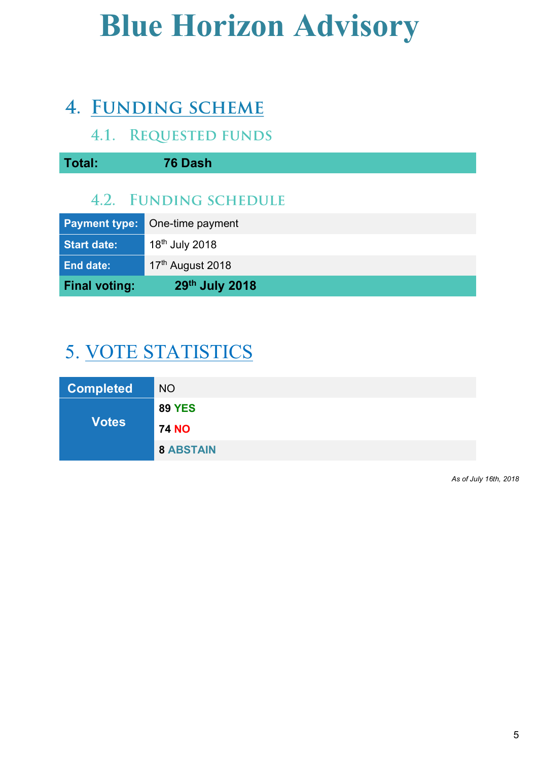# Blue Horizon Advisory

## 4. Funding scheme

### 4.1. Requested funds

| Total: | 76 Dash |
|---|---|

### 4.2. Funding schedule

| Payment type: | One-time payment |
|---|---|
| Start date: | 18th July 2018 |
| End date: | 17th August 2018 |
| **Final voting:** | **29th July 2018** |

## 5. VOTE STATISTICS

| Completed | NO |
|---|---|
| Votes | **89 YES** |
| | **74 NO** |
| | **8 ABSTAIN** |

*As of July 16th, 2018*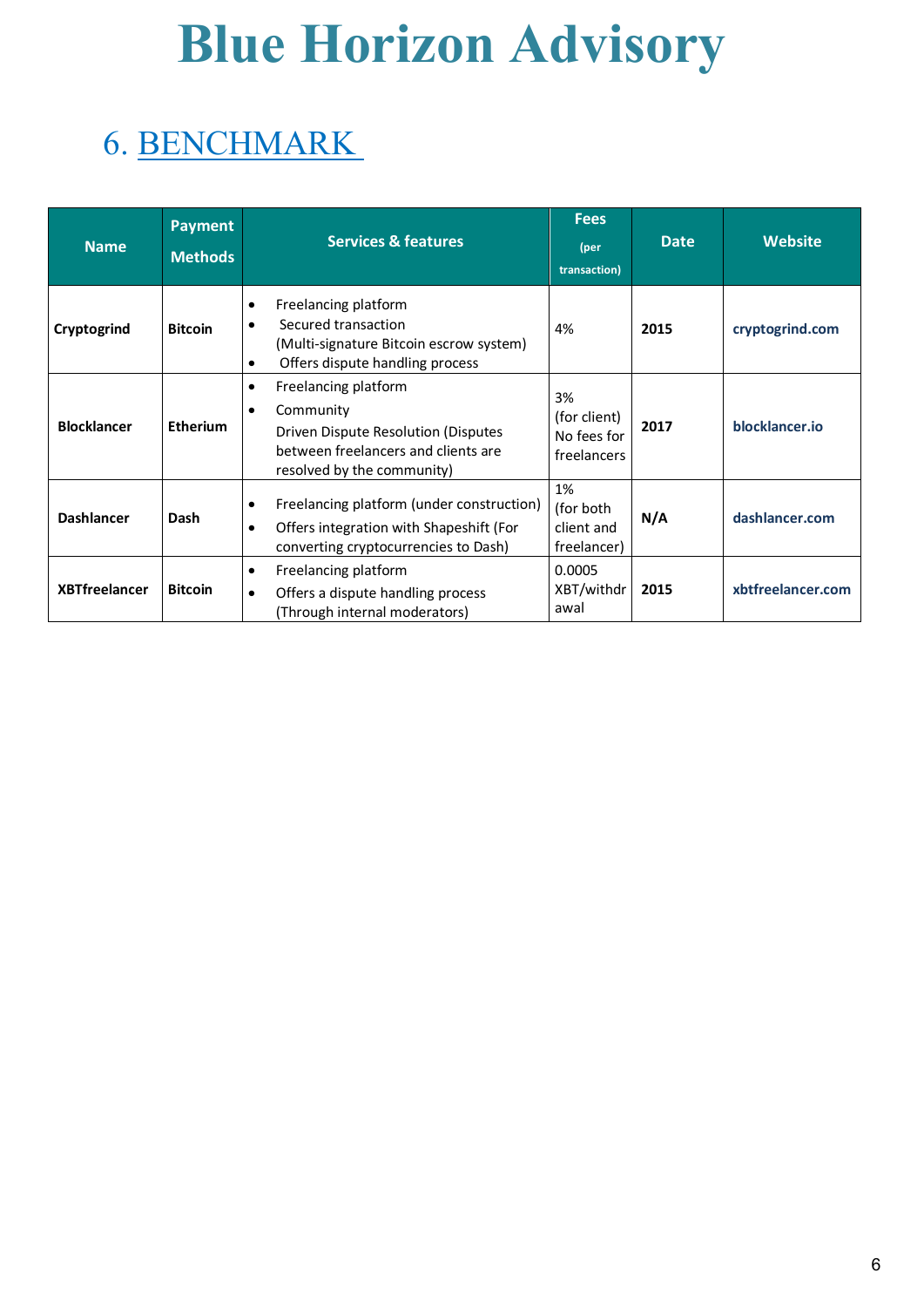# Blue Horizon Advisory

## 6. BENCHMARK

| Name | Payment Methods | Services & features | Fees (per transaction) | Date | Website |
|---|---|---|---|---|---|
| **Cryptogrind** | **Bitcoin** | • Freelancing platform<br>• Secured transaction (Multi-signature Bitcoin escrow system)<br>• Offers dispute handling process | 4% | **2015** | **cryptogrind.com** |
| **Blocklancer** | **Etherium** | • Freelancing platform<br>• Community Driven Dispute Resolution (Disputes between freelancers and clients are resolved by the community) | 3% (for client) No fees for freelancers | **2017** | **blocklancer.io** |
| **Dashlancer** | **Dash** | • Freelancing platform (under construction)<br>• Offers integration with Shapeshift (For converting cryptocurrencies to Dash) | 1% (for both client and freelancer) | **N/A** | **dashlancer.com** |
| **XBTfreelancer** | **Bitcoin** | • Freelancing platform<br>• Offers a dispute handling process (Through internal moderators) | 0.0005 XBT/withdrawal | **2015** | **xbtfreelancer.com** |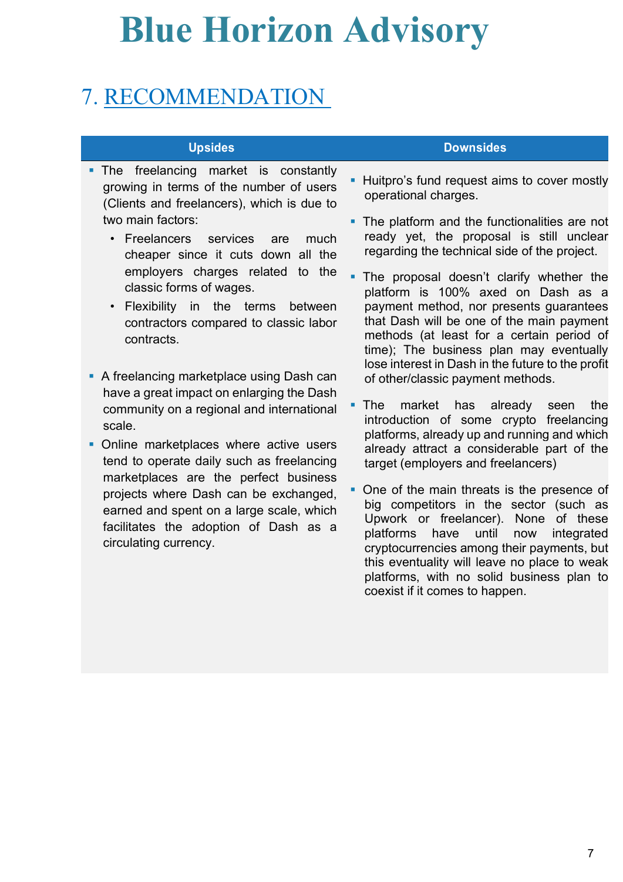# Blue Horizon Advisory

## 7. RECOMMENDATION

| Upsides | Downsides |
|---|---|
| ▪ The freelancing market is constantly growing in terms of the number of users (Clients and freelancers), which is due to two main factors:<br>• Freelancers services are much cheaper since it cuts down all the employers charges related to the classic forms of wages.<br>• Flexibility in the terms between contractors compared to classic labor contracts.<br><br>▪ A freelancing marketplace using Dash can have a great impact on enlarging the Dash community on a regional and international scale.<br><br>▪ Online marketplaces where active users tend to operate daily such as freelancing marketplaces are the perfect business projects where Dash can be exchanged, earned and spent on a large scale, which facilitates the adoption of Dash as a circulating currency. | ▪ Huitpro's fund request aims to cover mostly operational charges.<br><br>▪ The platform and the functionalities are not ready yet, the proposal is still unclear regarding the technical side of the project.<br><br>▪ The proposal doesn't clarify whether the platform is 100% axed on Dash as a payment method, nor presents guarantees that Dash will be one of the main payment methods (at least for a certain period of time); The business plan may eventually lose interest in Dash in the future to the profit of other/classic payment methods.<br><br>▪ The market has already seen the introduction of some crypto freelancing platforms, already up and running and which already attract a considerable part of the target (employers and freelancers)<br><br>▪ One of the main threats is the presence of big competitors in the sector (such as Upwork or freelancer). None of these platforms have until now integrated cryptocurrencies among their payments, but this eventuality will leave no place to weak platforms, with no solid business plan to coexist if it comes to happen. |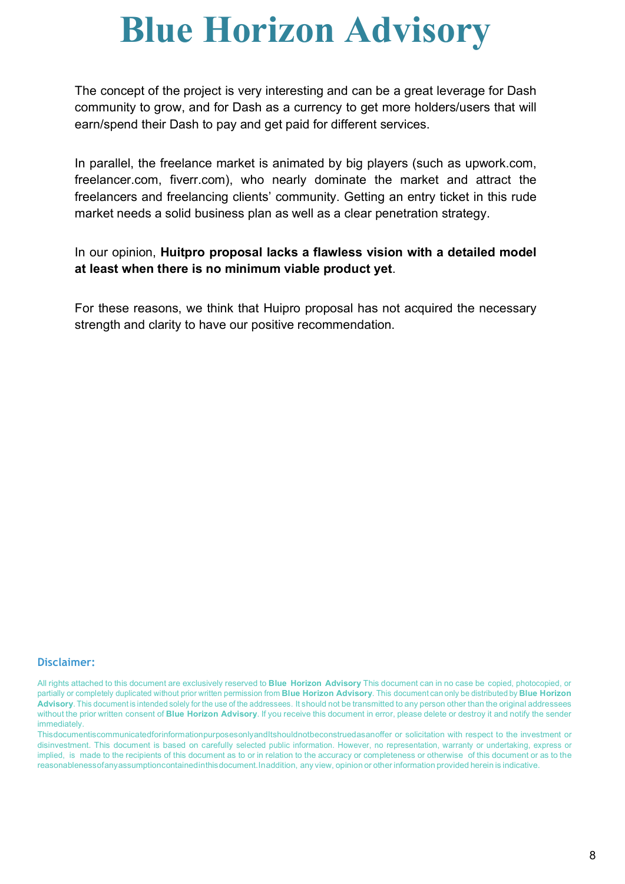# Blue Horizon Advisory

The concept of the project is very interesting and can be a great leverage for Dash community to grow, and for Dash as a currency to get more holders/users that will earn/spend their Dash to pay and get paid for different services.

In parallel, the freelance market is animated by big players (such as upwork.com, freelancer.com, fiverr.com), who nearly dominate the market and attract the freelancers and freelancing clients' community. Getting an entry ticket in this rude market needs a solid business plan as well as a clear penetration strategy.

In our opinion, **Huitpro proposal lacks a flawless vision with a detailed model at least when there is no minimum viable product yet**.

For these reasons, we think that Huipro proposal has not acquired the necessary strength and clarity to have our positive recommendation.

**Disclaimer:**

All rights attached to this document are exclusively reserved to **Blue Horizon Advisory** This document can in no case be copied, photocopied, or partially or completely duplicated without prior written permission from **Blue Horizon Advisory**. This document can only be distributed by **Blue Horizon Advisory**. This document is intended solely for the use of the addressees. It should not be transmitted to any person other than the original addressees without the prior written consent of **Blue Horizon Advisory**. If you receive this document in error, please delete or destroy it and notify the sender immediately.

ThisdocumentiscommunicatedforinformationpurposesonlyandItshouldnotbeconstruedasanoffer or solicitation with respect to the investment or disinvestment. This document is based on carefully selected public information. However, no representation, warranty or undertaking, express or implied, is made to the recipients of this document as to or in relation to the accuracy or completeness or otherwise of this document or as to the reasonablenessofanyassumptioncontainedinthisdocument.Inaddition, any view, opinion or other information provided herein is indicative.